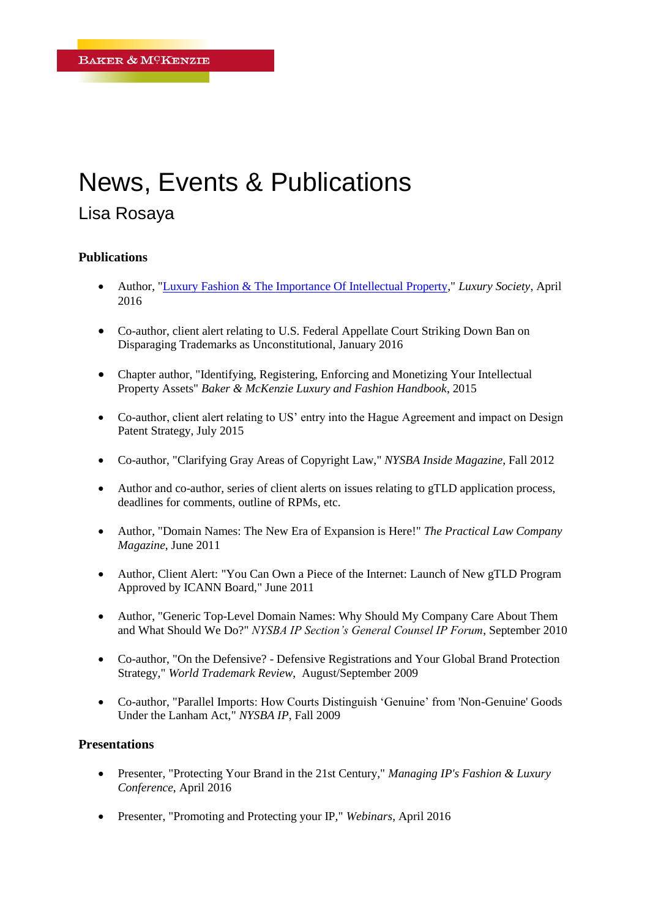BAKER & McKENZIE

# News, Events & Publications

## Lisa Rosaya

### Publications

- Author, "Luxury Fashion & The Importance Of Intellectual Property," *Luxury Society*, April 2016
- Co-author, client alert relating to U.S. Federal Appellate Court Striking Down Ban on Disparaging Trademarks as Unconstitutional, January 2016
- Chapter author, "Identifying, Registering, Enforcing and Monetizing Your Intellectual Property Assets" *Baker & McKenzie Luxury and Fashion Handbook*, 2015
- Co-author, client alert relating to US' entry into the Hague Agreement and impact on Design Patent Strategy, July 2015
- Co-author, "Clarifying Gray Areas of Copyright Law," *NYSBA Inside Magazine*, Fall 2012
- Author and co-author, series of client alerts on issues relating to gTLD application process, deadlines for comments, outline of RPMs, etc.
- Author, "Domain Names: The New Era of Expansion is Here!" *The Practical Law Company Magazine*, June 2011
- Author, Client Alert: "You Can Own a Piece of the Internet: Launch of New gTLD Program Approved by ICANN Board," June 2011
- Author, "Generic Top-Level Domain Names: Why Should My Company Care About Them and What Should We Do?" *NYSBA IP Section's General Counsel IP Forum*, September 2010
- Co-author, "On the Defensive? - Defensive Registrations and Your Global Brand Protection Strategy," *World Trademark Review*, August/September 2009
- Co-author, "Parallel Imports: How Courts Distinguish 'Genuine' from 'Non-Genuine' Goods Under the Lanham Act," *NYSBA IP*, Fall 2009

### Presentations

- Presenter, "Protecting Your Brand in the 21st Century," *Managing IP's Fashion & Luxury Conference*, April 2016
- Presenter, "Promoting and Protecting your IP," *Webinars*, April 2016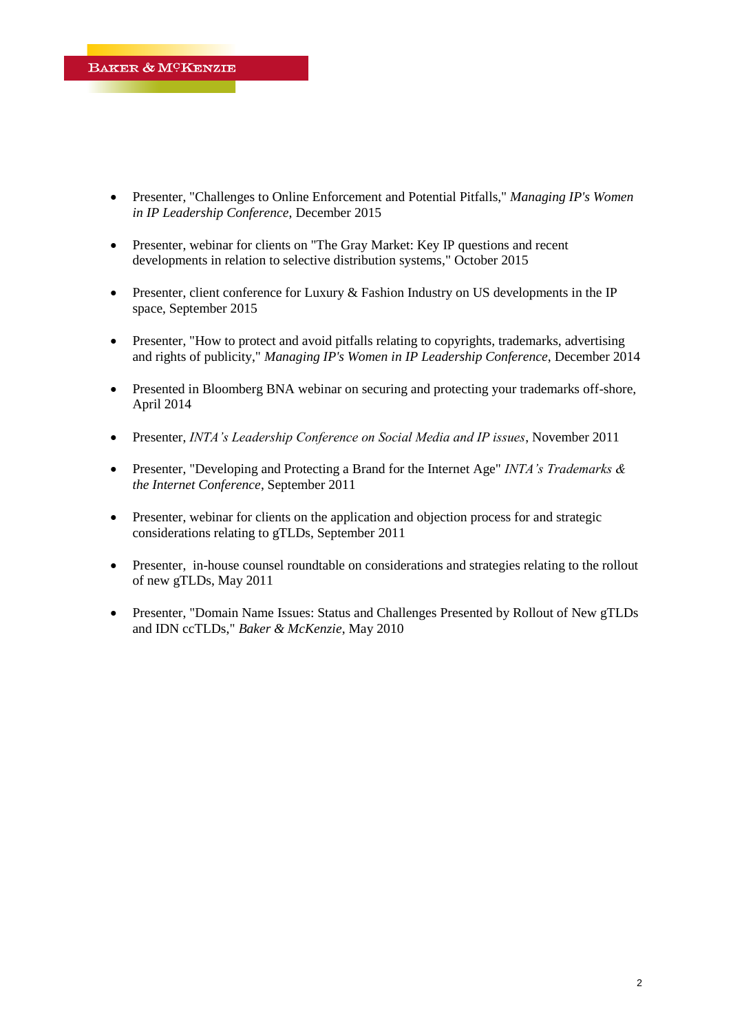- Presenter, "Challenges to Online Enforcement and Potential Pitfalls," *Managing IP's Women in IP Leadership Conference*, December 2015
- Presenter, webinar for clients on "The Gray Market: Key IP questions and recent developments in relation to selective distribution systems," October 2015
- Presenter, client conference for Luxury & Fashion Industry on US developments in the IP space, September 2015
- Presenter, "How to protect and avoid pitfalls relating to copyrights, trademarks, advertising and rights of publicity," *Managing IP's Women in IP Leadership Conference*, December 2014
- Presented in Bloomberg BNA webinar on securing and protecting your trademarks off-shore, April 2014
- Presenter, *INTA's Leadership Conference on Social Media and IP issues*, November 2011
- Presenter, "Developing and Protecting a Brand for the Internet Age" *INTA's Trademarks & the Internet Conference*, September 2011
- Presenter, webinar for clients on the application and objection process for and strategic considerations relating to gTLDs, September 2011
- Presenter, in-house counsel roundtable on considerations and strategies relating to the rollout of new gTLDs, May 2011
- Presenter, "Domain Name Issues: Status and Challenges Presented by Rollout of New gTLDs and IDN ccTLDs," *Baker & McKenzie*, May 2010